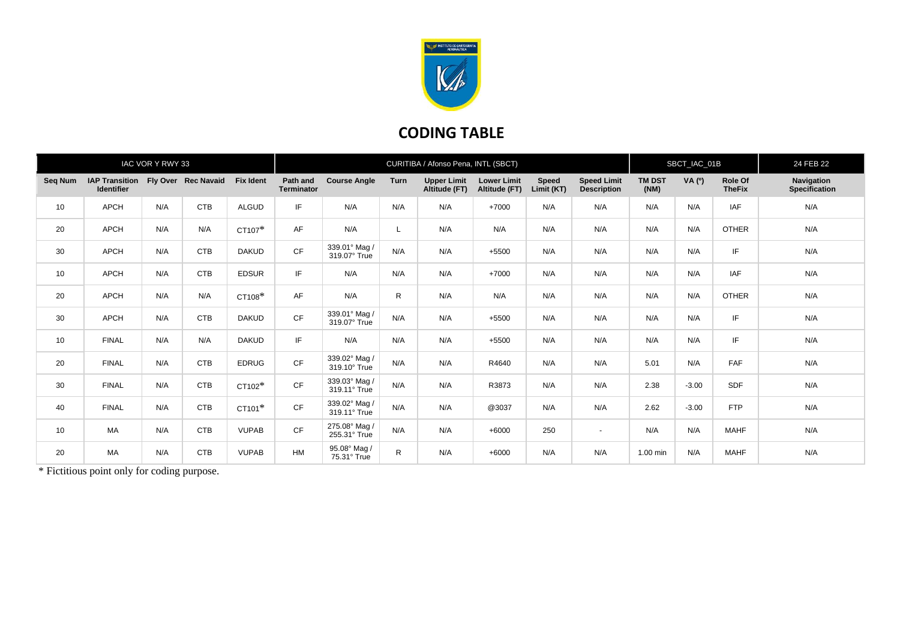# CODING TABLE

| IAC VOR Y RWY 33 | | | | | CURITIBA / Afonso Pena, INTL (SBCT) | | | | | | | SBCT_IAC_01B | | | 24 FEB 22 |
|---|---|---|---|---|---|---|---|---|---|---|---|---|---|---|---|
| **Seq Num** | **IAP Transition Identifier** | **Fly Over** | **Rec Navaid** | **Fix Ident** | **Path and Terminator** | **Course Angle** | **Turn** | **Upper Limit Altitude (FT)** | **Lower Limit Altitude (FT)** | **Speed Limit (KT)** | **Speed Limit Description** | **TM DST (NM)** | **VA (º)** | **Role Of TheFix** | **Navigation Specification** |
| 10 | APCH | N/A | CTB | ALGUD | IF | N/A | N/A | N/A | +7000 | N/A | N/A | N/A | N/A | IAF | N/A |
| 20 | APCH | N/A | N/A | CT107* | AF | N/A | L | N/A | N/A | N/A | N/A | N/A | N/A | OTHER | N/A |
| 30 | APCH | N/A | CTB | DAKUD | CF | 339.01° Mag / 319.07° True | N/A | N/A | +5500 | N/A | N/A | N/A | N/A | IF | N/A |
| 10 | APCH | N/A | CTB | EDSUR | IF | N/A | N/A | N/A | +7000 | N/A | N/A | N/A | N/A | IAF | N/A |
| 20 | APCH | N/A | N/A | CT108* | AF | N/A | R | N/A | N/A | N/A | N/A | N/A | N/A | OTHER | N/A |
| 30 | APCH | N/A | CTB | DAKUD | CF | 339.01° Mag / 319.07° True | N/A | N/A | +5500 | N/A | N/A | N/A | N/A | IF | N/A |
| 10 | FINAL | N/A | N/A | DAKUD | IF | N/A | N/A | N/A | +5500 | N/A | N/A | N/A | N/A | IF | N/A |
| 20 | FINAL | N/A | CTB | EDRUG | CF | 339.02° Mag / 319.10° True | N/A | N/A | R4640 | N/A | N/A | 5.01 | N/A | FAF | N/A |
| 30 | FINAL | N/A | CTB | CT102* | CF | 339.03° Mag / 319.11° True | N/A | N/A | R3873 | N/A | N/A | 2.38 | -3.00 | SDF | N/A |
| 40 | FINAL | N/A | CTB | CT101* | CF | 339.02° Mag / 319.11° True | N/A | N/A | @3037 | N/A | N/A | 2.62 | -3.00 | FTP | N/A |
| 10 | MA | N/A | CTB | VUPAB | CF | 275.08° Mag / 255.31° True | N/A | N/A | +6000 | 250 | - | N/A | N/A | MAHF | N/A |
| 20 | MA | N/A | CTB | VUPAB | HM | 95.08° Mag / 75.31° True | R | N/A | +6000 | N/A | N/A | 1.00 min | N/A | MAHF | N/A |

* Fictitious point only for coding purpose.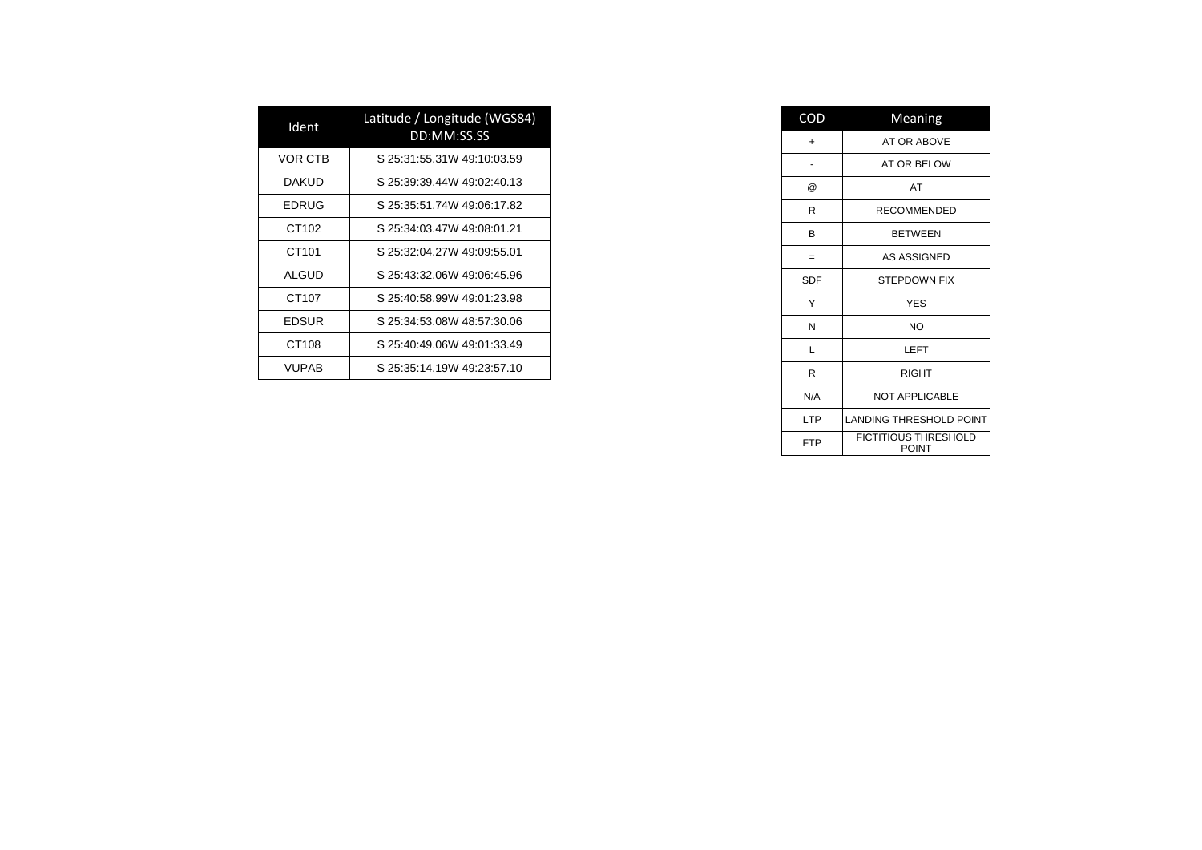| Ident | Latitude / Longitude (WGS84) DD:MM:SS.SS |
|---|---|
| VOR CTB | S 25:31:55.31W 49:10:03.59 |
| DAKUD | S 25:39:39.44W 49:02:40.13 |
| EDRUG | S 25:35:51.74W 49:06:17.82 |
| CT102 | S 25:34:03.47W 49:08:01.21 |
| CT101 | S 25:32:04.27W 49:09:55.01 |
| ALGUD | S 25:43:32.06W 49:06:45.96 |
| CT107 | S 25:40:58.99W 49:01:23.98 |
| EDSUR | S 25:34:53.08W 48:57:30.06 |
| CT108 | S 25:40:49.06W 49:01:33.49 |
| VUPAB | S 25:35:14.19W 49:23:57.10 |

| COD | Meaning |
|---|---|
| + | AT OR ABOVE |
| - | AT OR BELOW |
| @ | AT |
| R | RECOMMENDED |
| B | BETWEEN |
| = | AS ASSIGNED |
| SDF | STEPDOWN FIX |
| Y | YES |
| N | NO |
| L | LEFT |
| R | RIGHT |
| N/A | NOT APPLICABLE |
| LTP | LANDING THRESHOLD POINT |
| FTP | FICTITIOUS THRESHOLD POINT |